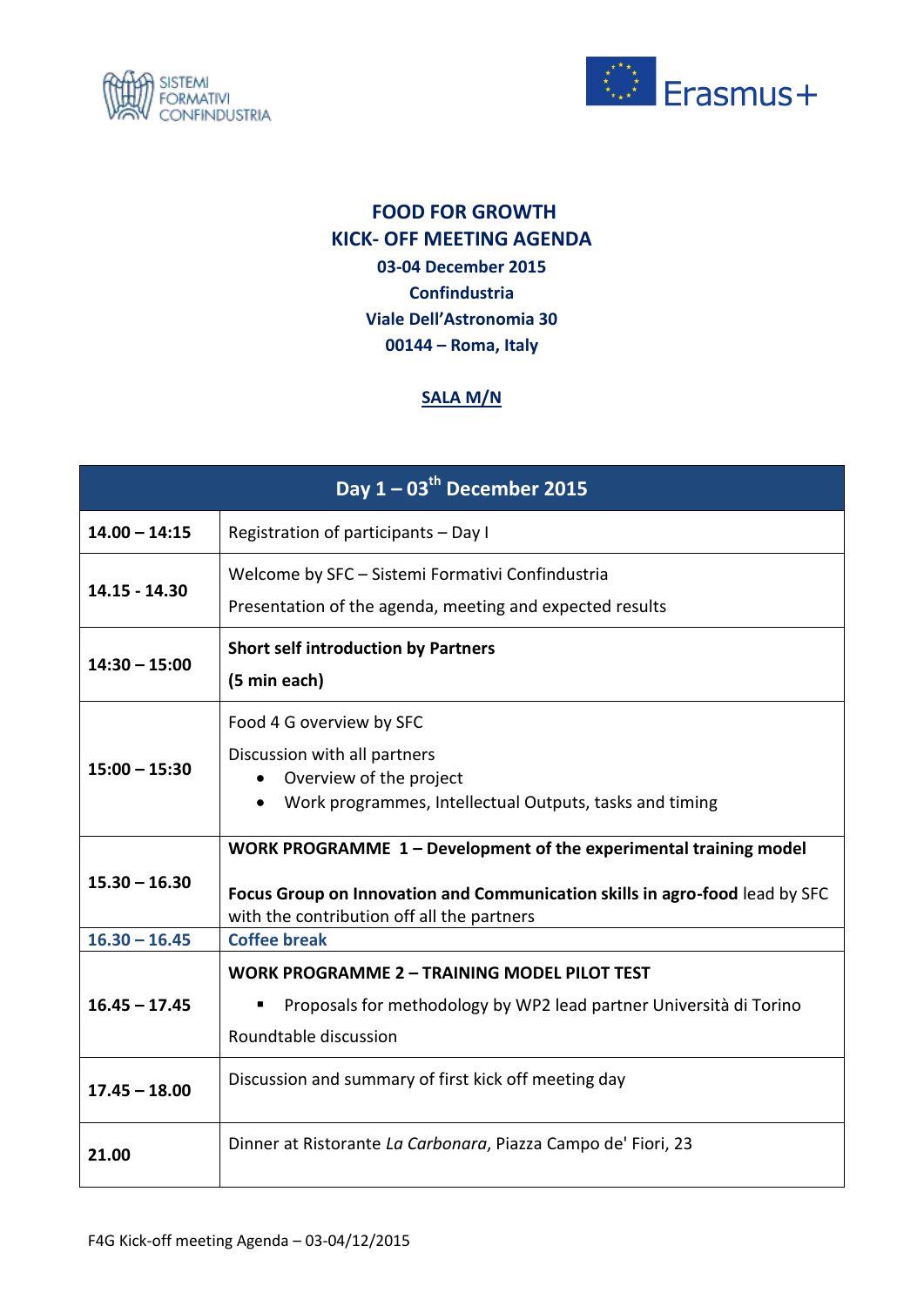# FOOD FOR GROWTH
# KICK- OFF MEETING AGENDA

**03-04 December 2015**
**Confindustria**
**Viale Dell'Astronomia 30**
**00144 – Roma, Italy**

**SALA M/N**

| Day 1 – 03th December 2015 | |
|---|---|
| **14.00 – 14:15** | Registration of participants – Day I |
| **14.15 - 14.30** | Welcome by SFC – Sistemi Formativi Confindustria<br>Presentation of the agenda, meeting and expected results |
| **14:30 – 15:00** | **Short self introduction by Partners**<br>**(5 min each)** |
| **15:00 – 15:30** | Food 4 G overview by SFC<br>Discussion with all partners<br>• Overview of the project<br>• Work programmes, Intellectual Outputs, tasks and timing |
| **15.30 – 16.30** | **WORK PROGRAMME 1 – Development of the experimental training model**<br>**Focus Group on Innovation and Communication skills in agro-food** lead by SFC with the contribution off all the partners |
| **16.30 – 16.45** | **Coffee break** |
| **16.45 – 17.45** | **WORK PROGRAMME 2 – TRAINING MODEL PILOT TEST**<br>▪ Proposals for methodology by WP2 lead partner Università di Torino<br>Roundtable discussion |
| **17.45 – 18.00** | Discussion and summary of first kick off meeting day |
| **21.00** | Dinner at Ristorante *La Carbonara*, Piazza Campo de' Fiori, 23 |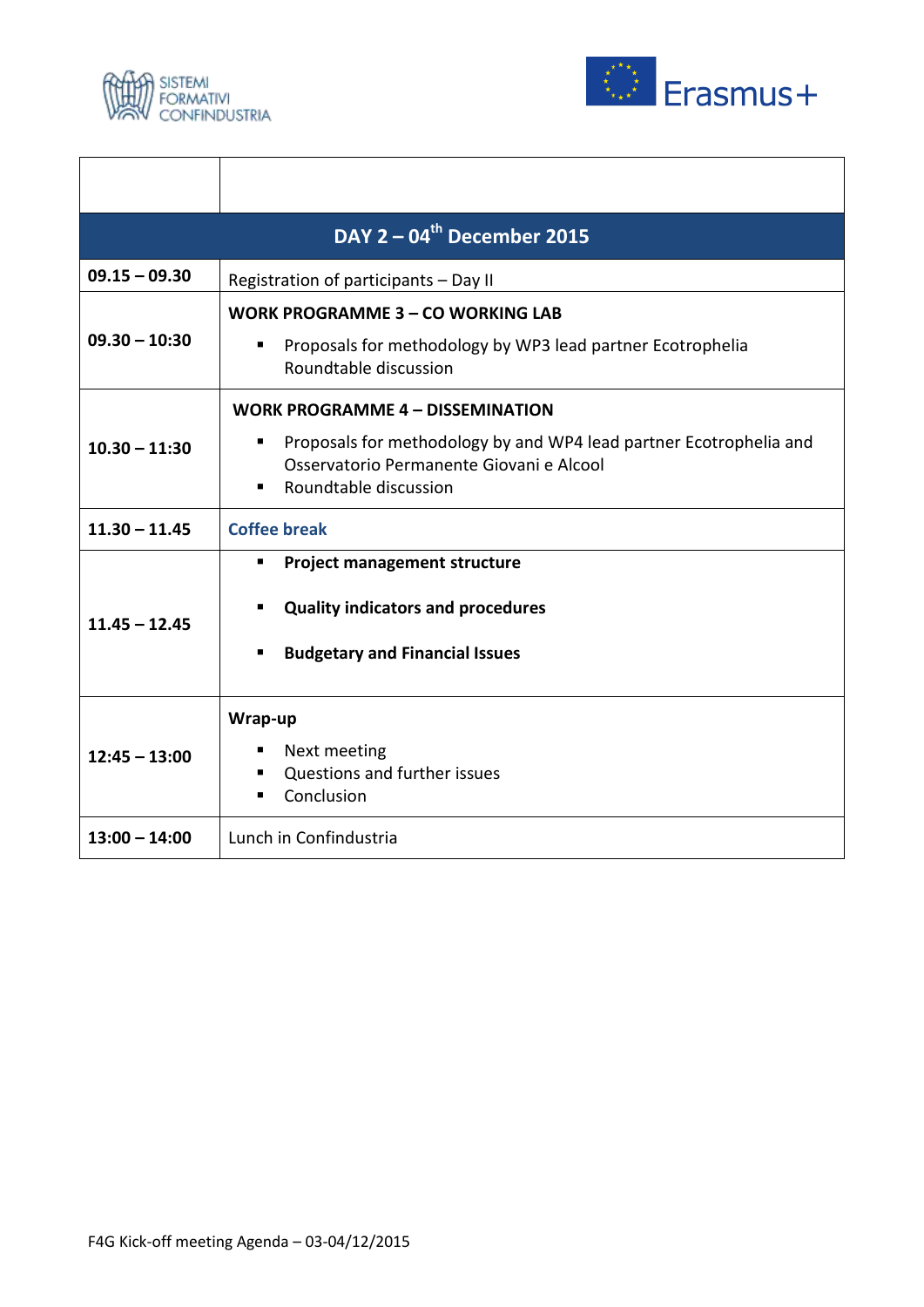| | |
|---|---|
| | |
| **DAY 2 – 04th December 2015** | |
| **09.15 – 09.30** | Registration of participants – Day II |
| **09.30 – 10:30** | **WORK PROGRAMME 3 – CO WORKING LAB**<br>▪ Proposals for methodology by WP3 lead partner Ecotrophelia Roundtable discussion |
| **10.30 – 11:30** | **WORK PROGRAMME 4 – DISSEMINATION**<br>▪ Proposals for methodology by and WP4 lead partner Ecotrophelia and Osservatorio Permanente Giovani e Alcool<br>▪ Roundtable discussion |
| **11.30 – 11.45** | **Coffee break** |
| **11.45 – 12.45** | ▪ **Project management structure**<br>▪ **Quality indicators and procedures**<br>▪ **Budgetary and Financial Issues** |
| **12:45 – 13:00** | **Wrap-up**<br>▪ Next meeting<br>▪ Questions and further issues<br>▪ Conclusion |
| **13:00 – 14:00** | Lunch in Confindustria |